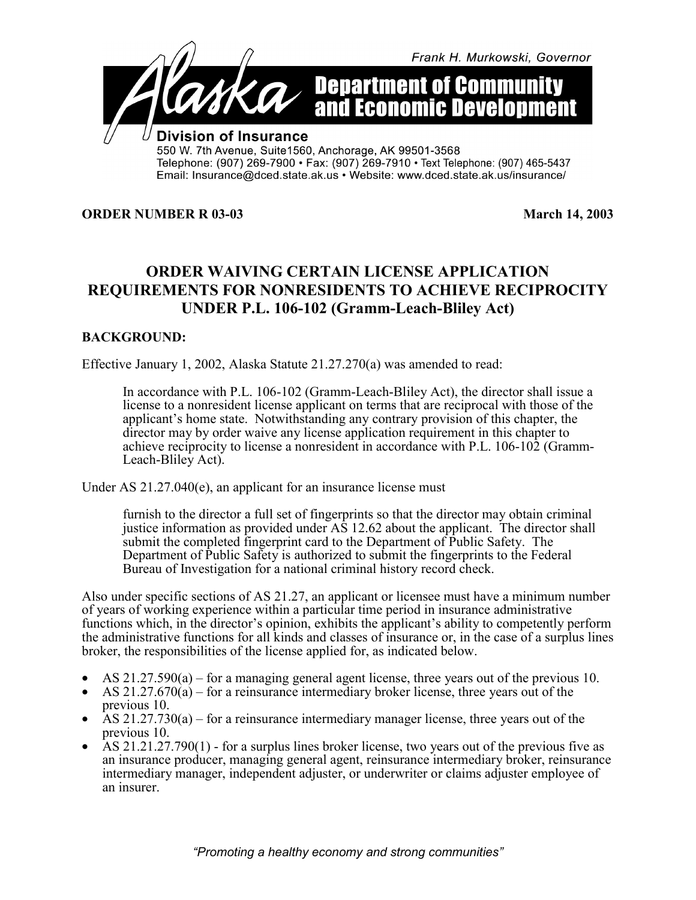Frank H. Murkowski, Governor

# Alaska Department of Community and Economic Development

**Division of Insurance**
550 W. 7th Avenue, Suite1560, Anchorage, AK 99501-3568
Telephone: (907) 269-7900 • Fax: (907) 269-7910 • Text Telephone: (907) 465-5437
Email: Insurance@dced.state.ak.us • Website: www.dced.state.ak.us/insurance/

**ORDER NUMBER R 03-03** **March 14, 2003**

## ORDER WAIVING CERTAIN LICENSE APPLICATION REQUIREMENTS FOR NONRESIDENTS TO ACHIEVE RECIPROCITY UNDER P.L. 106-102 (Gramm-Leach-Bliley Act)

**BACKGROUND:**

Effective January 1, 2002, Alaska Statute 21.27.270(a) was amended to read:

> In accordance with P.L. 106-102 (Gramm-Leach-Bliley Act), the director shall issue a license to a nonresident license applicant on terms that are reciprocal with those of the applicant's home state. Notwithstanding any contrary provision of this chapter, the director may by order waive any license application requirement in this chapter to achieve reciprocity to license a nonresident in accordance with P.L. 106-102 (Gramm-Leach-Bliley Act).

Under AS 21.27.040(e), an applicant for an insurance license must

> furnish to the director a full set of fingerprints so that the director may obtain criminal justice information as provided under AS 12.62 about the applicant. The director shall submit the completed fingerprint card to the Department of Public Safety. The Department of Public Safety is authorized to submit the fingerprints to the Federal Bureau of Investigation for a national criminal history record check.

Also under specific sections of AS 21.27, an applicant or licensee must have a minimum number of years of working experience within a particular time period in insurance administrative functions which, in the director's opinion, exhibits the applicant's ability to competently perform the administrative functions for all kinds and classes of insurance or, in the case of a surplus lines broker, the responsibilities of the license applied for, as indicated below.

- AS 21.27.590(a) – for a managing general agent license, three years out of the previous 10.
- AS 21.27.670(a) – for a reinsurance intermediary broker license, three years out of the previous 10.
- AS 21.27.730(a) – for a reinsurance intermediary manager license, three years out of the previous 10.
- AS 21.21.27.790(1) - for a surplus lines broker license, two years out of the previous five as an insurance producer, managing general agent, reinsurance intermediary broker, reinsurance intermediary manager, independent adjuster, or underwriter or claims adjuster employee of an insurer.

*"Promoting a healthy economy and strong communities"*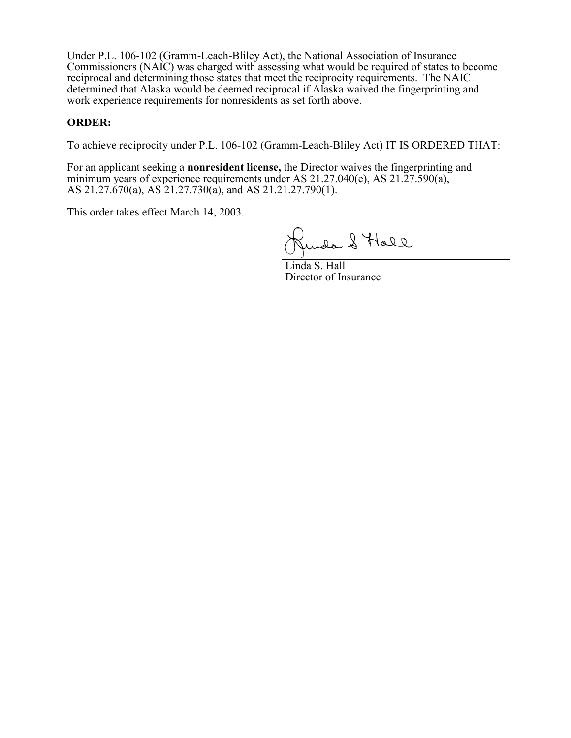Under P.L. 106-102 (Gramm-Leach-Bliley Act), the National Association of Insurance Commissioners (NAIC) was charged with assessing what would be required of states to become reciprocal and determining those states that meet the reciprocity requirements. The NAIC determined that Alaska would be deemed reciprocal if Alaska waived the fingerprinting and work experience requirements for nonresidents as set forth above.

**ORDER:**

To achieve reciprocity under P.L. 106-102 (Gramm-Leach-Bliley Act) IT IS ORDERED THAT:

For an applicant seeking a **nonresident license,** the Director waives the fingerprinting and minimum years of experience requirements under AS 21.27.040(e), AS 21.27.590(a), AS 21.27.670(a), AS 21.27.730(a), and AS 21.21.27.790(1).

This order takes effect March 14, 2003.

Linda S. Hall
Director of Insurance